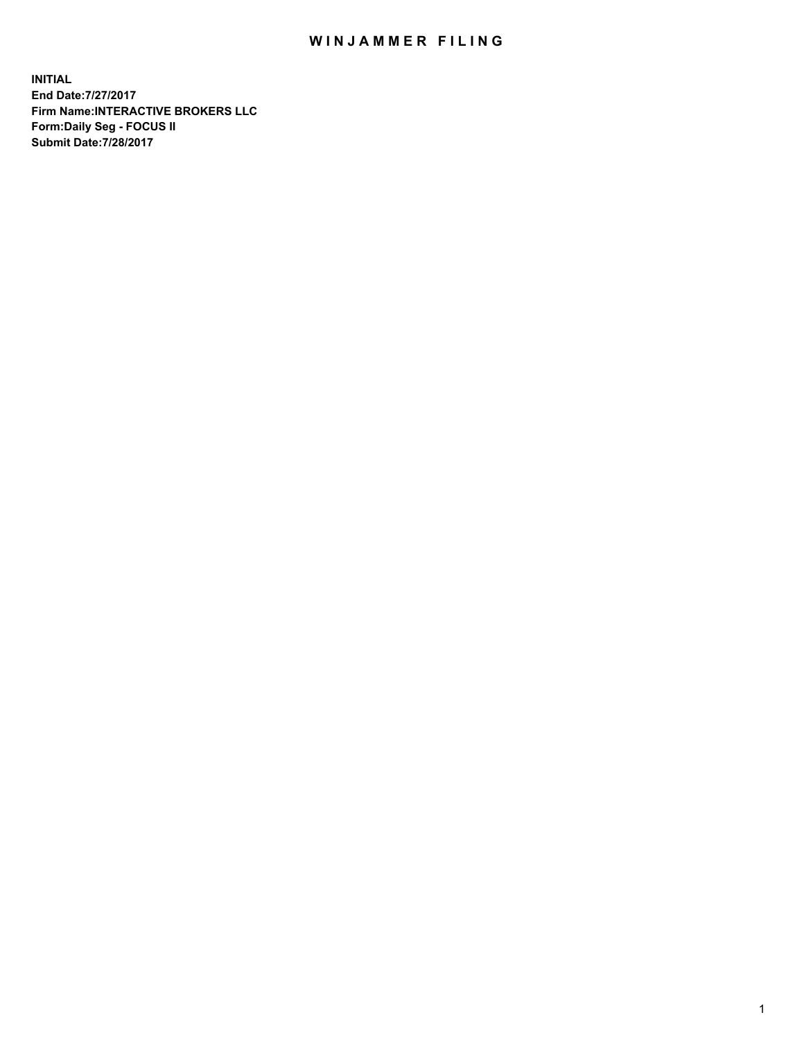# WINJAMMER FILING

**INITIAL**
**End Date:7/27/2017**
**Firm Name:INTERACTIVE BROKERS LLC**
**Form:Daily Seg - FOCUS II**
**Submit Date:7/28/2017**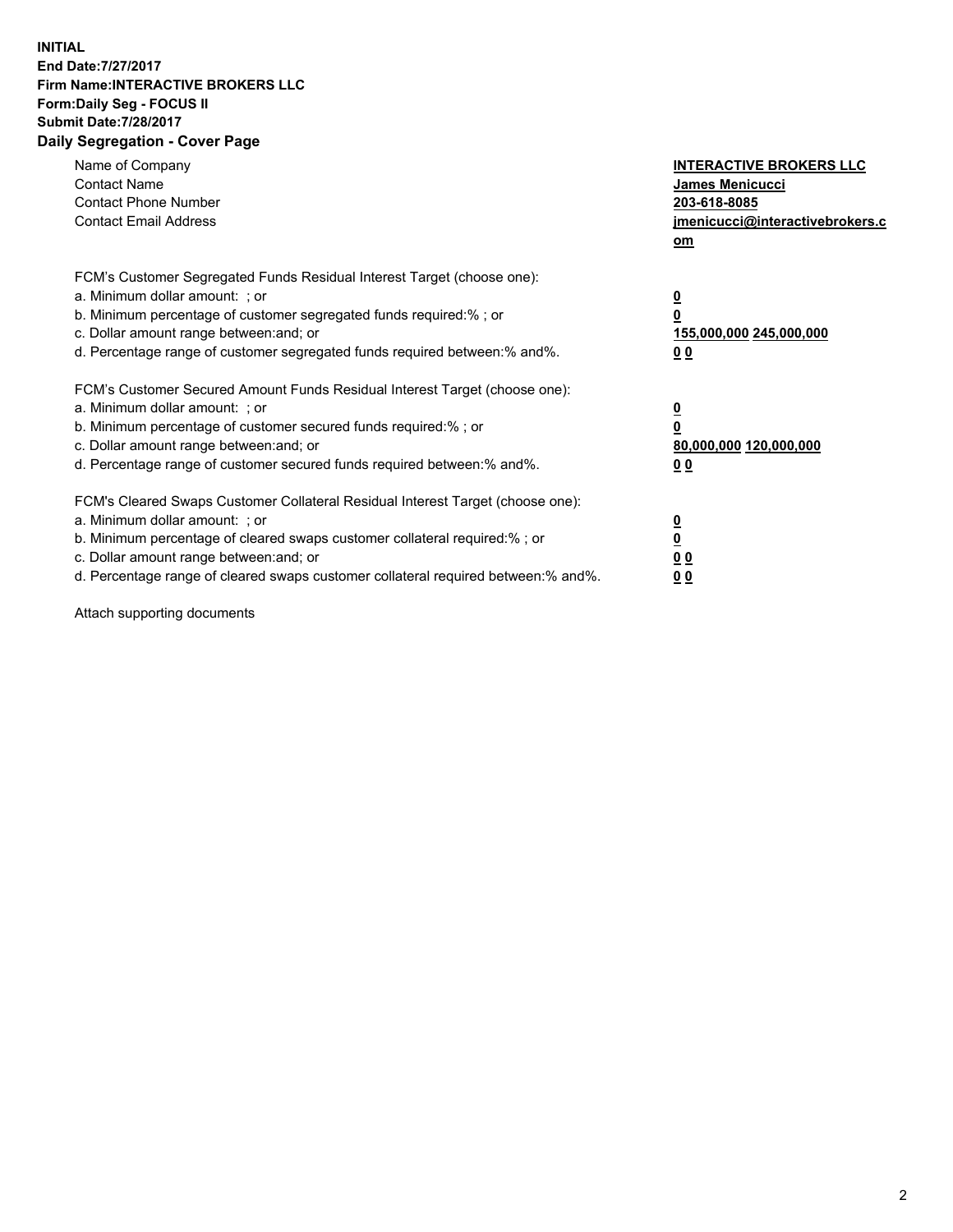**INITIAL**
**End Date:7/27/2017**
**Firm Name:INTERACTIVE BROKERS LLC**
**Form:Daily Seg - FOCUS II**
**Submit Date:7/28/2017**

## Daily Segregation - Cover Page

| | |
|---|---|
| Name of Company | **INTERACTIVE BROKERS LLC** |
| Contact Name | **James Menicucci** |
| Contact Phone Number | **203-618-8085** |
| Contact Email Address | **jmenicucci@interactivebrokers.com** |

FCM's Customer Segregated Funds Residual Interest Target (choose one):

| | |
|---|---|
| a. Minimum dollar amount: ; or | **0** |
| b. Minimum percentage of customer segregated funds required:% ; or | **0** |
| c. Dollar amount range between:and; or | **155,000,000 245,000,000** |
| d. Percentage range of customer segregated funds required between:% and%. | **0 0** |

FCM's Customer Secured Amount Funds Residual Interest Target (choose one):

| | |
|---|---|
| a. Minimum dollar amount: ; or | **0** |
| b. Minimum percentage of customer secured funds required:% ; or | **0** |
| c. Dollar amount range between:and; or | **80,000,000 120,000,000** |
| d. Percentage range of customer secured funds required between:% and%. | **0 0** |

FCM's Cleared Swaps Customer Collateral Residual Interest Target (choose one):

| | |
|---|---|
| a. Minimum dollar amount: ; or | **0** |
| b. Minimum percentage of cleared swaps customer collateral required:% ; or | **0** |
| c. Dollar amount range between:and; or | **0 0** |
| d. Percentage range of cleared swaps customer collateral required between:% and%. | **0 0** |

Attach supporting documents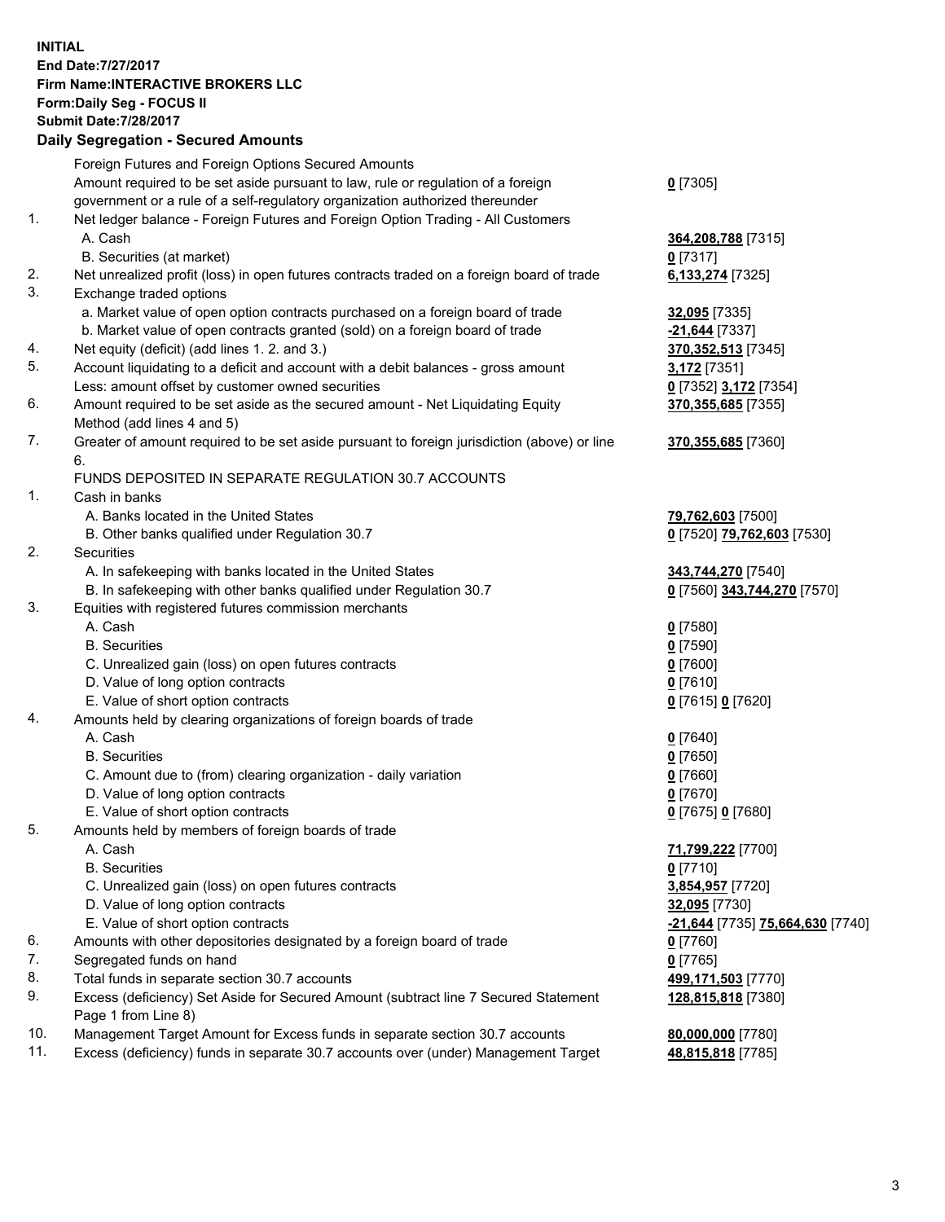**INITIAL**
**End Date:7/27/2017**
**Firm Name:INTERACTIVE BROKERS LLC**
**Form:Daily Seg - FOCUS II**
**Submit Date:7/28/2017**
**Daily Segregation - Secured Amounts**

| | | |
|---|---|---|
| | Foreign Futures and Foreign Options Secured Amounts | |
| | Amount required to be set aside pursuant to law, rule or regulation of a foreign government or a rule of a self-regulatory organization authorized thereunder | **0** [7305] |
| 1. | Net ledger balance - Foreign Futures and Foreign Option Trading - All Customers | |
| | A. Cash | **364,208,788** [7315] |
| | B. Securities (at market) | **0** [7317] |
| 2. | Net unrealized profit (loss) in open futures contracts traded on a foreign board of trade | **6,133,274** [7325] |
| 3. | Exchange traded options | |
| | a. Market value of open option contracts purchased on a foreign board of trade | **32,095** [7335] |
| | b. Market value of open contracts granted (sold) on a foreign board of trade | **-21,644** [7337] |
| 4. | Net equity (deficit) (add lines 1. 2. and 3.) | **370,352,513** [7345] |
| 5. | Account liquidating to a deficit and account with a debit balances - gross amount | **3,172** [7351] |
| | Less: amount offset by customer owned securities | **0** [7352] **3,172** [7354] |
| 6. | Amount required to be set aside as the secured amount - Net Liquidating Equity Method (add lines 4 and 5) | **370,355,685** [7355] |
| 7. | Greater of amount required to be set aside pursuant to foreign jurisdiction (above) or line 6. | **370,355,685** [7360] |
| | FUNDS DEPOSITED IN SEPARATE REGULATION 30.7 ACCOUNTS | |
| 1. | Cash in banks | |
| | A. Banks located in the United States | **79,762,603** [7500] |
| | B. Other banks qualified under Regulation 30.7 | **0** [7520] **79,762,603** [7530] |
| 2. | Securities | |
| | A. In safekeeping with banks located in the United States | **343,744,270** [7540] |
| | B. In safekeeping with other banks qualified under Regulation 30.7 | **0** [7560] **343,744,270** [7570] |
| 3. | Equities with registered futures commission merchants | |
| | A. Cash | **0** [7580] |
| | B. Securities | **0** [7590] |
| | C. Unrealized gain (loss) on open futures contracts | **0** [7600] |
| | D. Value of long option contracts | **0** [7610] |
| | E. Value of short option contracts | **0** [7615] **0** [7620] |
| 4. | Amounts held by clearing organizations of foreign boards of trade | |
| | A. Cash | **0** [7640] |
| | B. Securities | **0** [7650] |
| | C. Amount due to (from) clearing organization - daily variation | **0** [7660] |
| | D. Value of long option contracts | **0** [7670] |
| | E. Value of short option contracts | **0** [7675] **0** [7680] |
| 5. | Amounts held by members of foreign boards of trade | |
| | A. Cash | **71,799,222** [7700] |
| | B. Securities | **0** [7710] |
| | C. Unrealized gain (loss) on open futures contracts | **3,854,957** [7720] |
| | D. Value of long option contracts | **32,095** [7730] |
| | E. Value of short option contracts | **-21,644** [7735] **75,664,630** [7740] |
| 6. | Amounts with other depositories designated by a foreign board of trade | **0** [7760] |
| 7. | Segregated funds on hand | **0** [7765] |
| 8. | Total funds in separate section 30.7 accounts | **499,171,503** [7770] |
| 9. | Excess (deficiency) Set Aside for Secured Amount (subtract line 7 Secured Statement Page 1 from Line 8) | **128,815,818** [7380] |
| 10. | Management Target Amount for Excess funds in separate section 30.7 accounts | **80,000,000** [7780] |
| 11. | Excess (deficiency) funds in separate 30.7 accounts over (under) Management Target | **48,815,818** [7785] |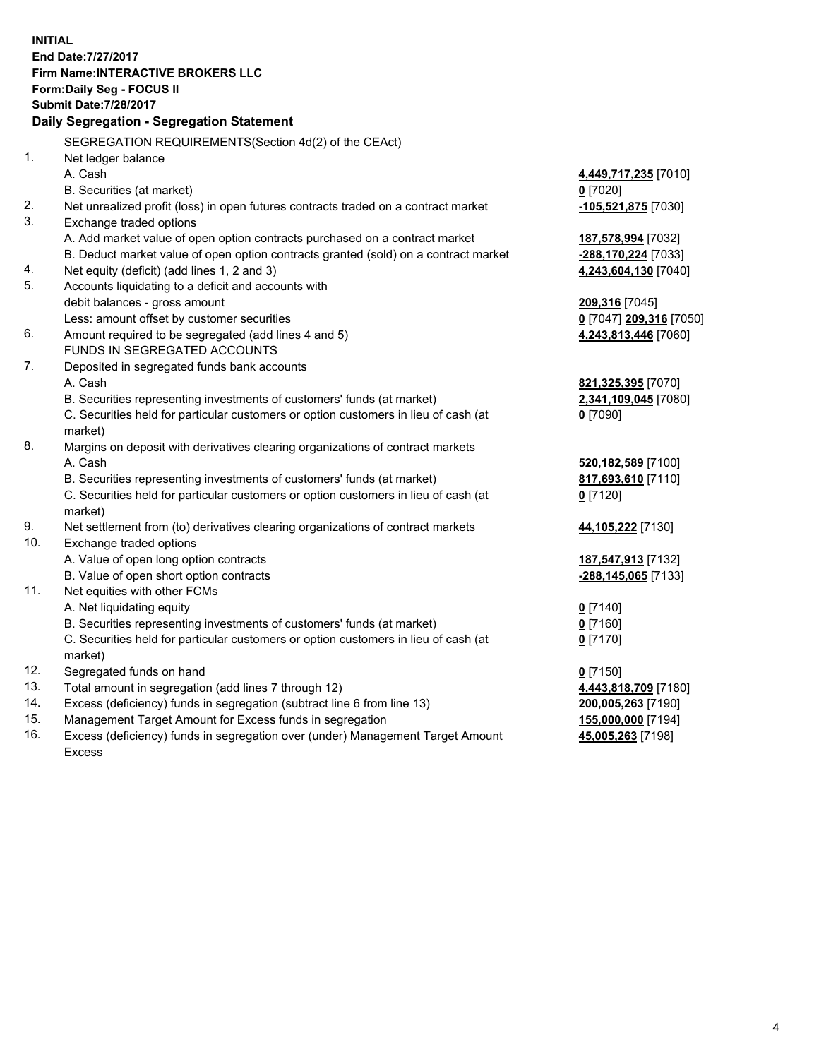**INITIAL**
**End Date:7/27/2017**
**Firm Name:INTERACTIVE BROKERS LLC**
**Form:Daily Seg - FOCUS II**
**Submit Date:7/28/2017**

## Daily Segregation - Segregation Statement

SEGREGATION REQUIREMENTS(Section 4d(2) of the CEAct)

| | | |
|---|---|---|
| 1. | Net ledger balance | |
| | A. Cash | **4,449,717,235** [7010] |
| | B. Securities (at market) | **0** [7020] |
| 2. | Net unrealized profit (loss) in open futures contracts traded on a contract market | **-105,521,875** [7030] |
| 3. | Exchange traded options | |
| | A. Add market value of open option contracts purchased on a contract market | **187,578,994** [7032] |
| | B. Deduct market value of open option contracts granted (sold) on a contract market | **-288,170,224** [7033] |
| 4. | Net equity (deficit) (add lines 1, 2 and 3) | **4,243,604,130** [7040] |
| 5. | Accounts liquidating to a deficit and accounts with debit balances - gross amount | **209,316** [7045] |
| | Less: amount offset by customer securities | **0** [7047] **209,316** [7050] |
| 6. | Amount required to be segregated (add lines 4 and 5) | **4,243,813,446** [7060] |
| | FUNDS IN SEGREGATED ACCOUNTS | |
| 7. | Deposited in segregated funds bank accounts | |
| | A. Cash | **821,325,395** [7070] |
| | B. Securities representing investments of customers' funds (at market) | **2,341,109,045** [7080] |
| | C. Securities held for particular customers or option customers in lieu of cash (at market) | **0** [7090] |
| 8. | Margins on deposit with derivatives clearing organizations of contract markets | |
| | A. Cash | **520,182,589** [7100] |
| | B. Securities representing investments of customers' funds (at market) | **817,693,610** [7110] |
| | C. Securities held for particular customers or option customers in lieu of cash (at market) | **0** [7120] |
| 9. | Net settlement from (to) derivatives clearing organizations of contract markets | **44,105,222** [7130] |
| 10. | Exchange traded options | |
| | A. Value of open long option contracts | **187,547,913** [7132] |
| | B. Value of open short option contracts | **-288,145,065** [7133] |
| 11. | Net equities with other FCMs | |
| | A. Net liquidating equity | **0** [7140] |
| | B. Securities representing investments of customers' funds (at market) | **0** [7160] |
| | C. Securities held for particular customers or option customers in lieu of cash (at market) | **0** [7170] |
| 12. | Segregated funds on hand | **0** [7150] |
| 13. | Total amount in segregation (add lines 7 through 12) | **4,443,818,709** [7180] |
| 14. | Excess (deficiency) funds in segregation (subtract line 6 from line 13) | **200,005,263** [7190] |
| 15. | Management Target Amount for Excess funds in segregation | **155,000,000** [7194] |
| 16. | Excess (deficiency) funds in segregation over (under) Management Target Amount Excess | **45,005,263** [7198] |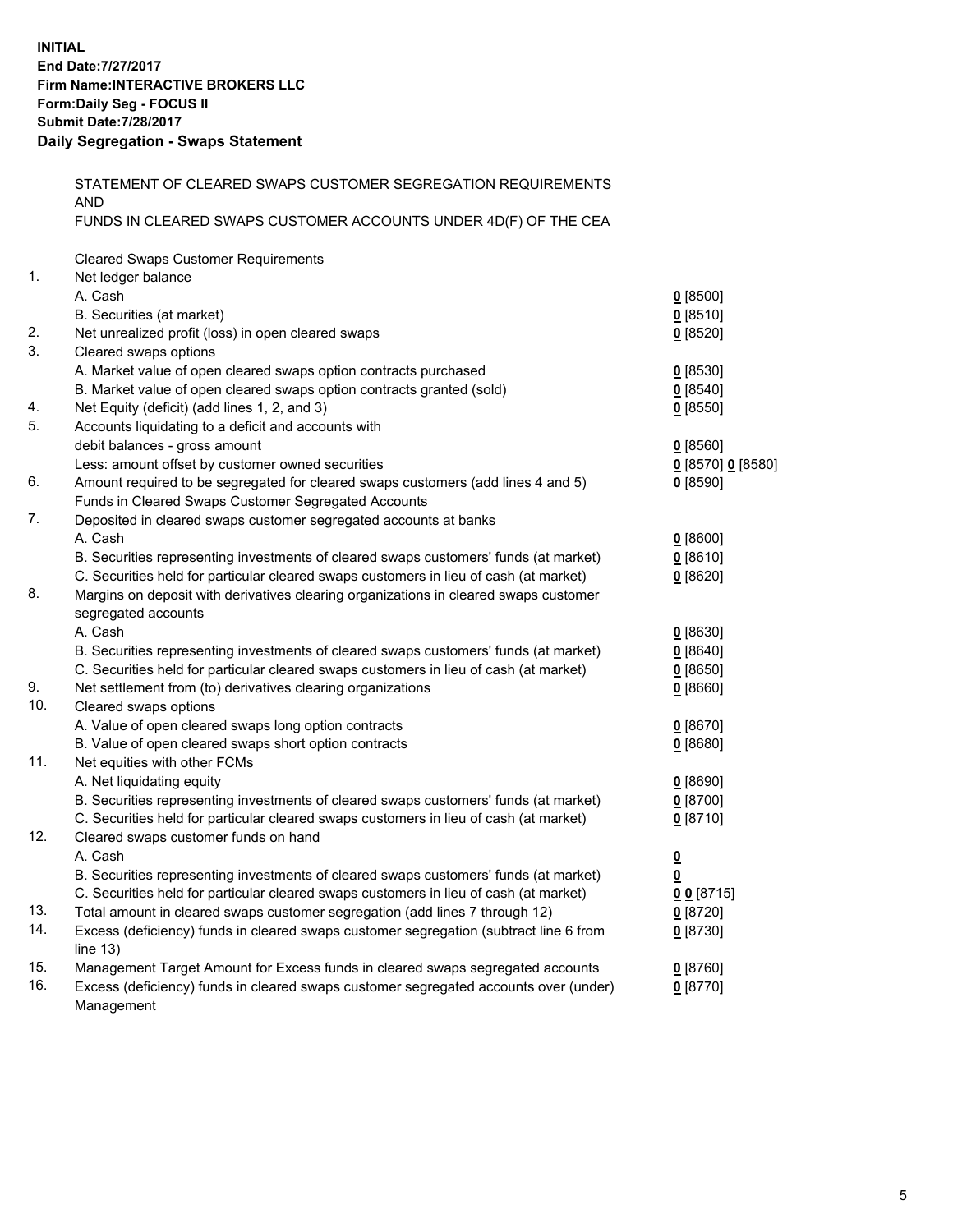**INITIAL**
**End Date:7/27/2017**
**Firm Name:INTERACTIVE BROKERS LLC**
**Form:Daily Seg - FOCUS II**
**Submit Date:7/28/2017**
**Daily Segregation - Swaps Statement**

STATEMENT OF CLEARED SWAPS CUSTOMER SEGREGATION REQUIREMENTS
AND
FUNDS IN CLEARED SWAPS CUSTOMER ACCOUNTS UNDER 4D(F) OF THE CEA

| | | |
|---|---|---|
| | Cleared Swaps Customer Requirements | |
| 1. | Net ledger balance | |
| | A. Cash | 0 [8500] |
| | B. Securities (at market) | 0 [8510] |
| 2. | Net unrealized profit (loss) in open cleared swaps | 0 [8520] |
| 3. | Cleared swaps options | |
| | A. Market value of open cleared swaps option contracts purchased | 0 [8530] |
| | B. Market value of open cleared swaps option contracts granted (sold) | 0 [8540] |
| 4. | Net Equity (deficit) (add lines 1, 2, and 3) | 0 [8550] |
| 5. | Accounts liquidating to a deficit and accounts with | |
| | debit balances - gross amount | 0 [8560] |
| | Less: amount offset by customer owned securities | 0 [8570] 0 [8580] |
| 6. | Amount required to be segregated for cleared swaps customers (add lines 4 and 5) | 0 [8590] |
| | Funds in Cleared Swaps Customer Segregated Accounts | |
| 7. | Deposited in cleared swaps customer segregated accounts at banks | |
| | A. Cash | 0 [8600] |
| | B. Securities representing investments of cleared swaps customers' funds (at market) | 0 [8610] |
| | C. Securities held for particular cleared swaps customers in lieu of cash (at market) | 0 [8620] |
| 8. | Margins on deposit with derivatives clearing organizations in cleared swaps customer segregated accounts | |
| | A. Cash | 0 [8630] |
| | B. Securities representing investments of cleared swaps customers' funds (at market) | 0 [8640] |
| | C. Securities held for particular cleared swaps customers in lieu of cash (at market) | 0 [8650] |
| 9. | Net settlement from (to) derivatives clearing organizations | 0 [8660] |
| 10. | Cleared swaps options | |
| | A. Value of open cleared swaps long option contracts | 0 [8670] |
| | B. Value of open cleared swaps short option contracts | 0 [8680] |
| 11. | Net equities with other FCMs | |
| | A. Net liquidating equity | 0 [8690] |
| | B. Securities representing investments of cleared swaps customers' funds (at market) | 0 [8700] |
| | C. Securities held for particular cleared swaps customers in lieu of cash (at market) | 0 [8710] |
| 12. | Cleared swaps customer funds on hand | |
| | A. Cash | 0 |
| | B. Securities representing investments of cleared swaps customers' funds (at market) | 0 |
| | C. Securities held for particular cleared swaps customers in lieu of cash (at market) | 0 0 [8715] |
| 13. | Total amount in cleared swaps customer segregation (add lines 7 through 12) | 0 [8720] |
| 14. | Excess (deficiency) funds in cleared swaps customer segregation (subtract line 6 from line 13) | 0 [8730] |
| 15. | Management Target Amount for Excess funds in cleared swaps segregated accounts | 0 [8760] |
| 16. | Excess (deficiency) funds in cleared swaps customer segregated accounts over (under) Management | 0 [8770] |